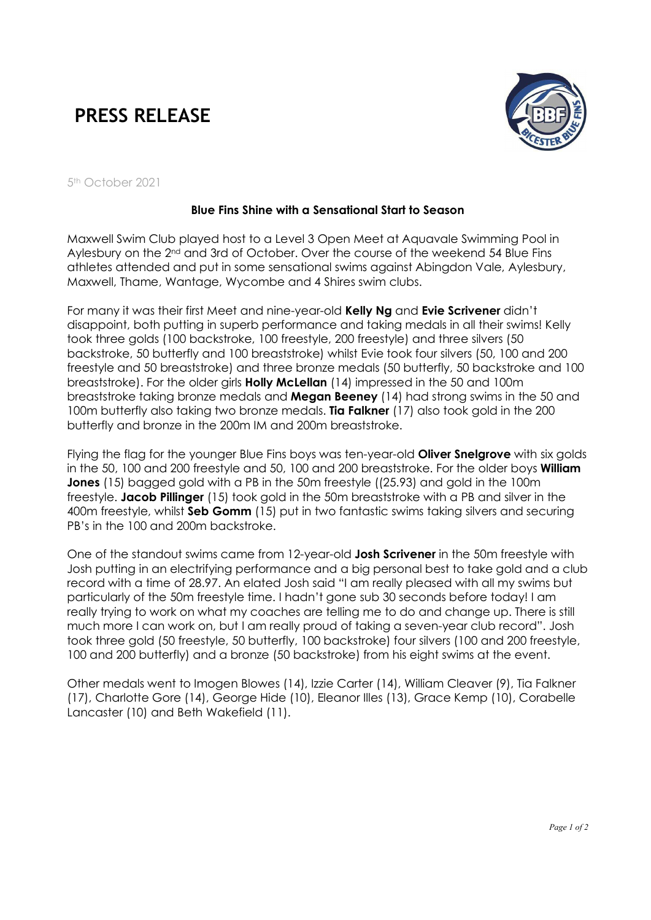# PRESS RELEASE

5th October 2021

**Blue Fins Shine with a Sensational Start to Season**

Maxwell Swim Club played host to a Level 3 Open Meet at Aquavale Swimming Pool in Aylesbury on the 2nd and 3rd of October. Over the course of the weekend 54 Blue Fins athletes attended and put in some sensational swims against Abingdon Vale, Aylesbury, Maxwell, Thame, Wantage, Wycombe and 4 Shires swim clubs.

For many it was their first Meet and nine-year-old **Kelly Ng** and **Evie Scrivener** didn't disappoint, both putting in superb performance and taking medals in all their swims! Kelly took three golds (100 backstroke, 100 freestyle, 200 freestyle) and three silvers (50 backstroke, 50 butterfly and 100 breaststroke) whilst Evie took four silvers (50, 100 and 200 freestyle and 50 breaststroke) and three bronze medals (50 butterfly, 50 backstroke and 100 breaststroke). For the older girls **Holly McLellan** (14) impressed in the 50 and 100m breaststroke taking bronze medals and **Megan Beeney** (14) had strong swims in the 50 and 100m butterfly also taking two bronze medals. **Tia Falkner** (17) also took gold in the 200 butterfly and bronze in the 200m IM and 200m breaststroke.

Flying the flag for the younger Blue Fins boys was ten-year-old **Oliver Snelgrove** with six golds in the 50, 100 and 200 freestyle and 50, 100 and 200 breaststroke. For the older boys **William Jones** (15) bagged gold with a PB in the 50m freestyle ((25.93) and gold in the 100m freestyle. **Jacob Pillinger** (15) took gold in the 50m breaststroke with a PB and silver in the 400m freestyle, whilst **Seb Gomm** (15) put in two fantastic swims taking silvers and securing PB's in the 100 and 200m backstroke.

One of the standout swims came from 12-year-old **Josh Scrivener** in the 50m freestyle with Josh putting in an electrifying performance and a big personal best to take gold and a club record with a time of 28.97. An elated Josh said "I am really pleased with all my swims but particularly of the 50m freestyle time. I hadn't gone sub 30 seconds before today! I am really trying to work on what my coaches are telling me to do and change up. There is still much more I can work on, but I am really proud of taking a seven-year club record". Josh took three gold (50 freestyle, 50 butterfly, 100 backstroke) four silvers (100 and 200 freestyle, 100 and 200 butterfly) and a bronze (50 backstroke) from his eight swims at the event.

Other medals went to Imogen Blowes (14), Izzie Carter (14), William Cleaver (9), Tia Falkner (17), Charlotte Gore (14), George Hide (10), Eleanor Illes (13), Grace Kemp (10), Corabelle Lancaster (10) and Beth Wakefield (11).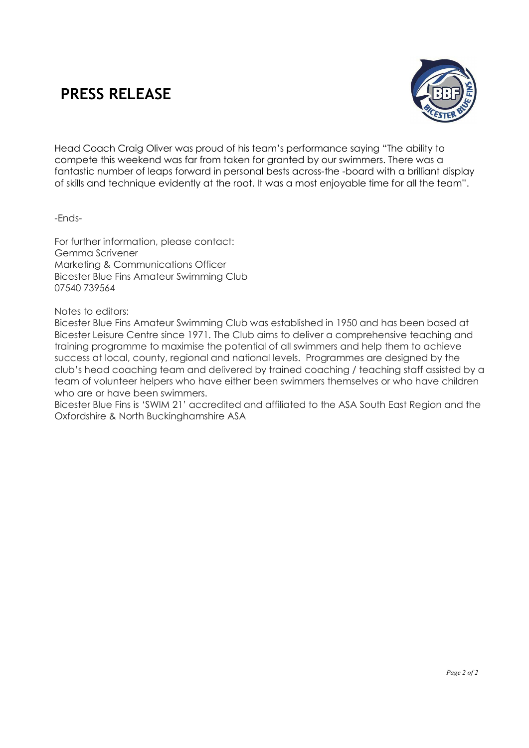# PRESS RELEASE

Head Coach Craig Oliver was proud of his team's performance saying "The ability to compete this weekend was far from taken for granted by our swimmers. There was a fantastic number of leaps forward in personal bests across-the -board with a brilliant display of skills and technique evidently at the root. It was a most enjoyable time for all the team".

-Ends-

For further information, please contact:
Gemma Scrivener
Marketing & Communications Officer
Bicester Blue Fins Amateur Swimming Club
07540 739564

Notes to editors:
Bicester Blue Fins Amateur Swimming Club was established in 1950 and has been based at Bicester Leisure Centre since 1971. The Club aims to deliver a comprehensive teaching and training programme to maximise the potential of all swimmers and help them to achieve success at local, county, regional and national levels. Programmes are designed by the club's head coaching team and delivered by trained coaching / teaching staff assisted by a team of volunteer helpers who have either been swimmers themselves or who have children who are or have been swimmers.
Bicester Blue Fins is 'SWIM 21' accredited and affiliated to the ASA South East Region and the Oxfordshire & North Buckinghamshire ASA